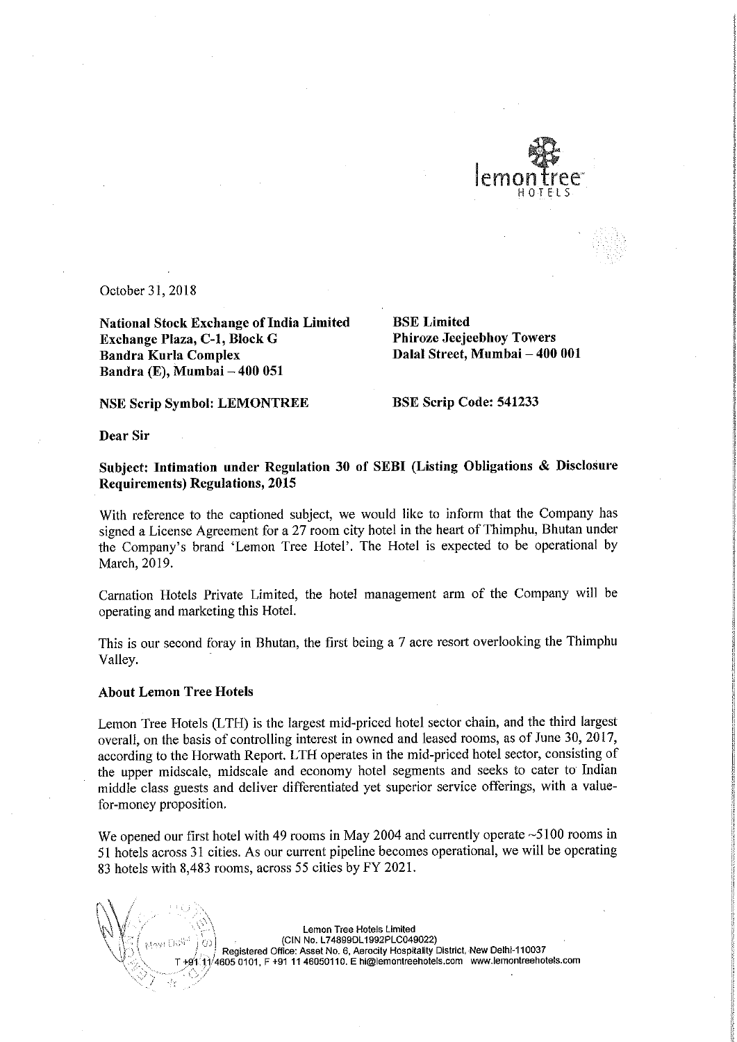October 31, 2018

**National Stock Exchange of India Limited**
**Exchange Plaza, C-1, Block G**
**Bandra Kurla Complex**
**Bandra (E), Mumbai – 400 051**

**BSE Limited**
**Phiroze Jeejeebhoy Towers**
**Dalal Street, Mumbai – 400 001**

**NSE Scrip Symbol: LEMONTREE**

**BSE Scrip Code: 541233**

**Dear Sir**

**Subject: Intimation under Regulation 30 of SEBI (Listing Obligations & Disclosure Requirements) Regulations, 2015**

With reference to the captioned subject, we would like to inform that the Company has signed a License Agreement for a 27 room city hotel in the heart of Thimphu, Bhutan under the Company's brand 'Lemon Tree Hotel'. The Hotel is expected to be operational by March, 2019.

Carnation Hotels Private Limited, the hotel management arm of the Company will be operating and marketing this Hotel.

This is our second foray in Bhutan, the first being a 7 acre resort overlooking the Thimphu Valley.

**About Lemon Tree Hotels**

Lemon Tree Hotels (LTH) is the largest mid-priced hotel sector chain, and the third largest overall, on the basis of controlling interest in owned and leased rooms, as of June 30, 2017, according to the Horwath Report. LTH operates in the mid-priced hotel sector, consisting of the upper midscale, midscale and economy hotel segments and seeks to cater to Indian middle class guests and deliver differentiated yet superior service offerings, with a value-for-money proposition.

We opened our first hotel with 49 rooms in May 2004 and currently operate ~5100 rooms in 51 hotels across 31 cities. As our current pipeline becomes operational, we will be operating 83 hotels with 8,483 rooms, across 55 cities by FY 2021.

Lemon Tree Hotels Limited
(CIN No. L74899DL1992PLC049022)
Registered Office: Asset No. 6, Aerocity Hospitality District, New Delhi-110037
T +91 11 4605 0101, F +91 11 46050110. E hi@lemontreehotels.com www.lemontreehotels.com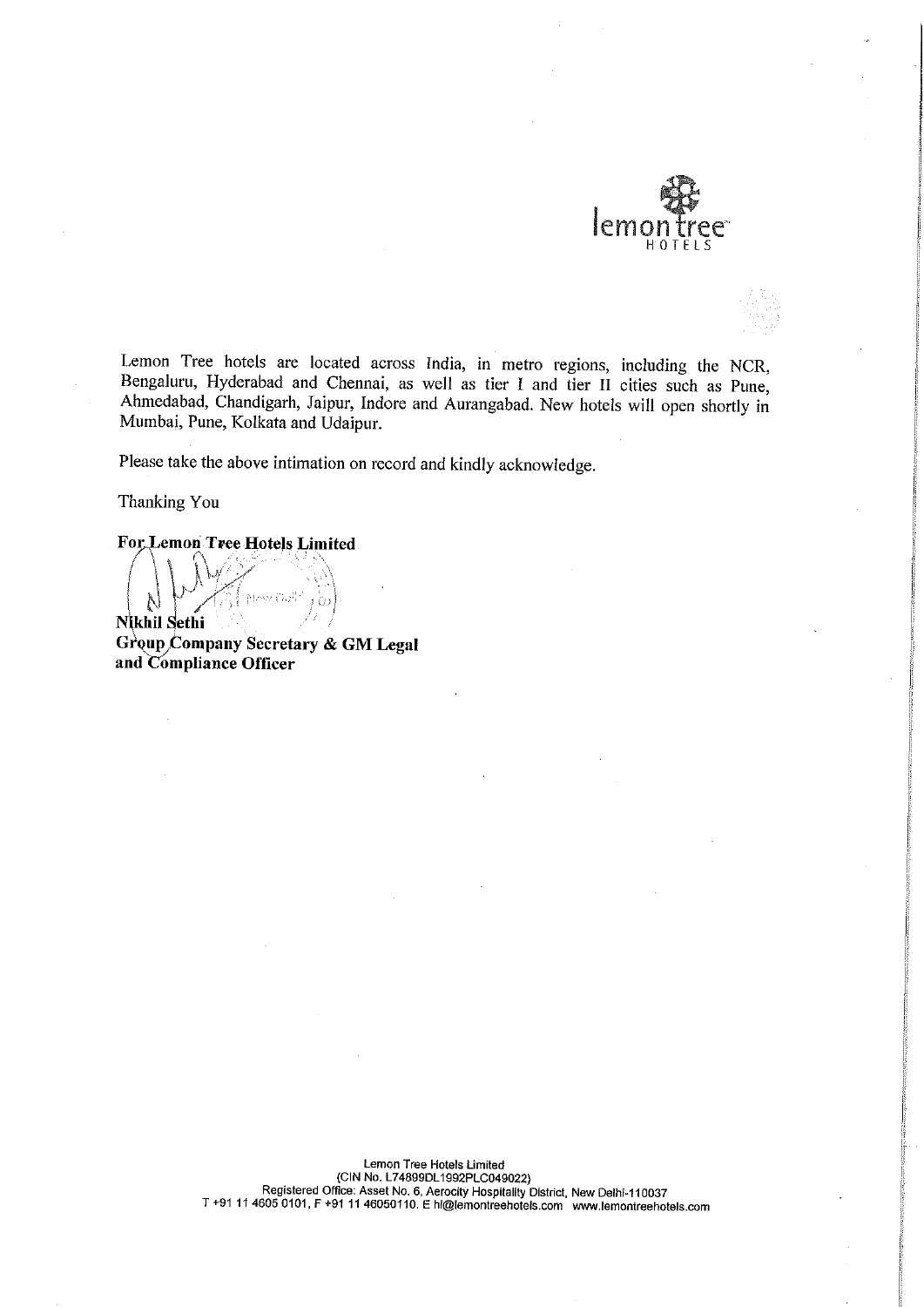Lemon Tree hotels are located across India, in metro regions, including the NCR, Bengaluru, Hyderabad and Chennai, as well as tier I and tier II cities such as Pune, Ahmedabad, Chandigarh, Jaipur, Indore and Aurangabad. New hotels will open shortly in Mumbai, Pune, Kolkata and Udaipur.

Please take the above intimation on record and kindly acknowledge.

Thanking You

**For Lemon Tree Hotels Limited**

**Nikhil Sethi**
**Group Company Secretary & GM Legal and Compliance Officer**

Lemon Tree Hotels Limited
(CIN No. L74899DL1992PLC049022)
Registered Office: Asset No. 6, Aerocity Hospitality District, New Delhi-110037
T +91 11 4605 0101, F +91 11 46050110. E hi@lemontreehotels.com www.lemontreehotels.com